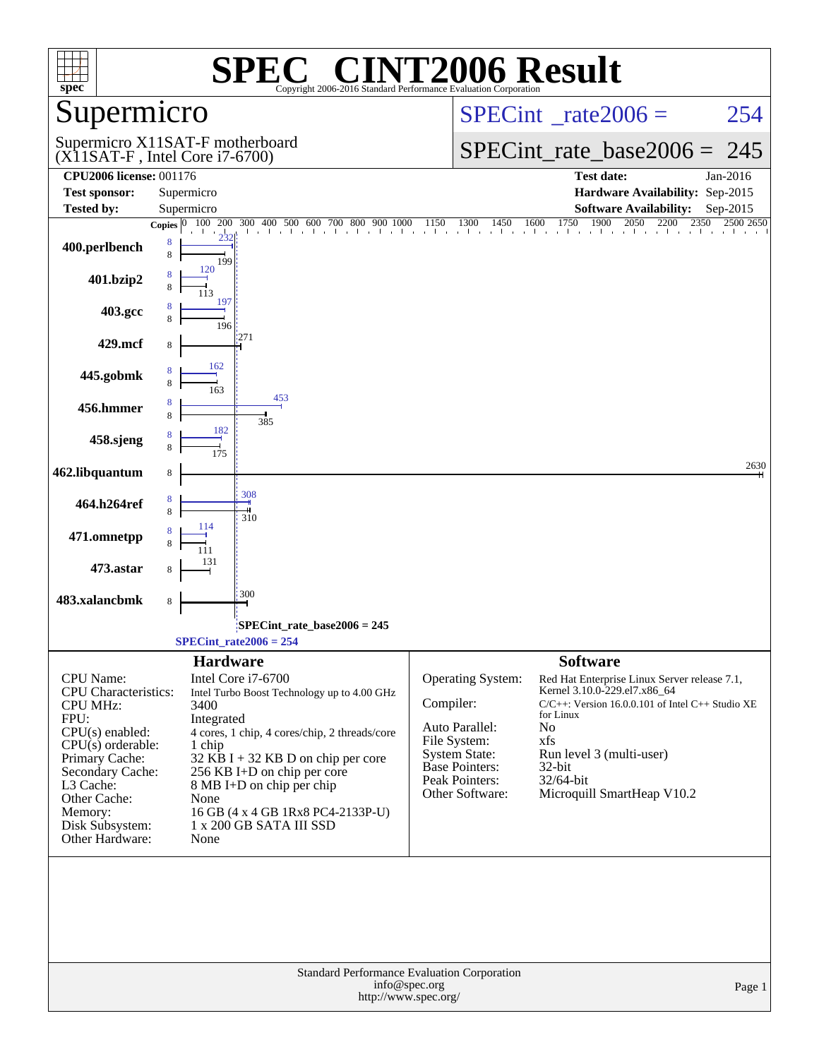# SPEC® CINT2006 Result

Copyright 2006-2016 Standard Performance Evaluation Corporation

## Supermicro

Supermicro X11SAT-F motherboard
(X11SAT-F , Intel Core i7-6700)

SPECint_rate2006 = 254

SPECint_rate_base2006 = 245

| | | | |
|---|---|---|---|
| **CPU2006 license:** 001176 | | **Test date:** | Jan-2016 |
| **Test sponsor:** | Supermicro | **Hardware Availability:** | Sep-2015 |
| **Tested by:** | Supermicro | **Software Availability:** | Sep-2015 |

| Benchmark | Copies | Peak | Base |
|---|---|---|---|
| 400.perlbench | 8 | 232 | 199 |
| 401.bzip2 | 8 | 120 | 113 |
| 403.gcc | 8 | 197 | 196 |
| 429.mcf | 8 | | 271 |
| 445.gobmk | 8 | 162 | 163 |
| 456.hmmer | 8 | 453 | 385 |
| 458.sjeng | 8 | 182 | 175 |
| 462.libquantum | 8 | | 2630 |
| 464.h264ref | 8 | 308 | 310 |
| 471.omnetpp | 8 | 114 | 111 |
| 473.astar | 8 | | 131 |
| 483.xalancbmk | 8 | | 300 |

SPECint_rate_base2006 = 245

SPECint_rate2006 = 254

### Hardware

| | |
|---|---|
| CPU Name: | Intel Core i7-6700 |
| CPU Characteristics: | Intel Turbo Boost Technology up to 4.00 GHz |
| CPU MHz: | 3400 |
| FPU: | Integrated |
| CPU(s) enabled: | 4 cores, 1 chip, 4 cores/chip, 2 threads/core |
| CPU(s) orderable: | 1 chip |
| Primary Cache: | 32 KB I + 32 KB D on chip per core |
| Secondary Cache: | 256 KB I+D on chip per core |
| L3 Cache: | 8 MB I+D on chip per chip |
| Other Cache: | None |
| Memory: | 16 GB (4 x 4 GB 1Rx8 PC4-2133P-U) |
| Disk Subsystem: | 1 x 200 GB SATA III SSD |
| Other Hardware: | None |

### Software

| | |
|---|---|
| Operating System: | Red Hat Enterprise Linux Server release 7.1, Kernel 3.10.0-229.el7.x86_64 |
| Compiler: | C/C++: Version 16.0.0.101 of Intel C++ Studio XE for Linux |
| Auto Parallel: | No |
| File System: | xfs |
| System State: | Run level 3 (multi-user) |
| Base Pointers: | 32-bit |
| Peak Pointers: | 32/64-bit |
| Other Software: | Microquill SmartHeap V10.2 |

Standard Performance Evaluation Corporation
info@spec.org
http://www.spec.org/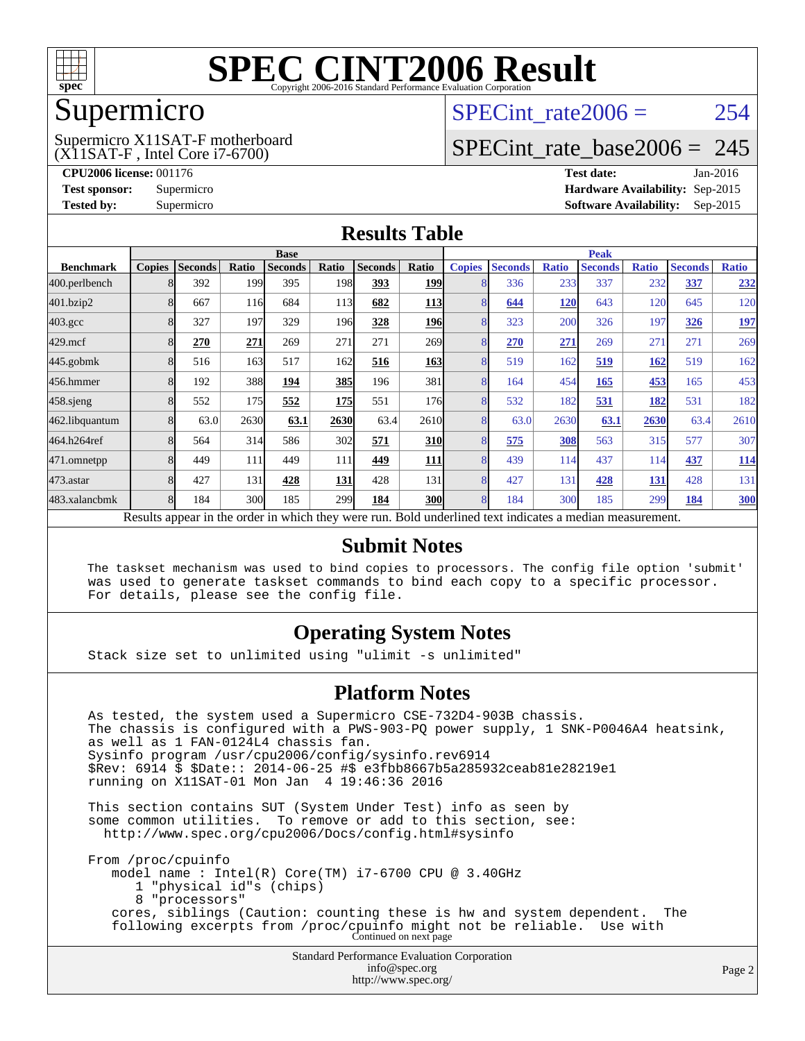# SPEC CINT2006 Result

Copyright 2006-2016 Standard Performance Evaluation Corporation

## Supermicro

Supermicro X11SAT-F motherboard
(X11SAT-F , Intel Core i7-6700)

SPECint_rate2006 = 254

SPECint_rate_base2006 = 245

**CPU2006 license:** 001176
**Test sponsor:** Supermicro
**Tested by:** Supermicro

**Test date:** Jan-2016
**Hardware Availability:** Sep-2015
**Software Availability:** Sep-2015

## Results Table

| Benchmark | Base | | | | | | | Peak | | | | | | |
|---|---|---|---|---|---|---|---|---|---|---|---|---|---|---|
| | Copies | Seconds | Ratio | Seconds | Ratio | Seconds | Ratio | Copies | Seconds | Ratio | Seconds | Ratio | Seconds | Ratio |
| 400.perlbench | 8 | 392 | 199 | 395 | 198 | **393** | **199** | 8 | 336 | 233 | 337 | 232 | **337** | **232** |
| 401.bzip2 | 8 | 667 | 116 | 684 | 113 | **682** | **113** | 8 | **644** | **120** | 643 | 120 | 645 | 120 |
| 403.gcc | 8 | 327 | 197 | 329 | 196 | **328** | **196** | 8 | 323 | 200 | 326 | 197 | **326** | **197** |
| 429.mcf | 8 | **270** | **271** | 269 | 271 | 271 | 269 | 8 | **270** | **271** | 269 | 271 | 271 | 269 |
| 445.gobmk | 8 | 516 | 163 | 517 | 162 | **516** | **163** | 8 | 519 | 162 | **519** | **162** | 519 | 162 |
| 456.hmmer | 8 | 192 | 388 | **194** | **385** | 196 | 381 | 8 | 164 | 454 | **165** | **453** | 165 | 453 |
| 458.sjeng | 8 | 552 | 175 | **552** | **175** | 551 | 176 | 8 | 532 | 182 | **531** | **182** | 531 | 182 |
| 462.libquantum | 8 | 63.0 | 2630 | **63.1** | **2630** | 63.4 | 2610 | 8 | 63.0 | 2630 | **63.1** | **2630** | 63.4 | 2610 |
| 464.h264ref | 8 | 564 | 314 | 586 | 302 | **571** | **310** | 8 | **575** | **308** | 563 | 315 | 577 | 307 |
| 471.omnetpp | 8 | 449 | 111 | 449 | 111 | **449** | **111** | 8 | 439 | 114 | 437 | 114 | **437** | **114** |
| 473.astar | 8 | 427 | 131 | **428** | **131** | 428 | 131 | 8 | 427 | 131 | **428** | **131** | 428 | 131 |
| 483.xalancbmk | 8 | 184 | 300 | 185 | 299 | **184** | **300** | 8 | 184 | 300 | 185 | 299 | **184** | **300** |

Results appear in the order in which they were run. Bold underlined text indicates a median measurement.

## Submit Notes

```
The taskset mechanism was used to bind copies to processors. The config file option 'submit'
was used to generate taskset commands to bind each copy to a specific processor.
For details, please see the config file.
```

## Operating System Notes

```
Stack size set to unlimited using "ulimit -s unlimited"
```

## Platform Notes

```
As tested, the system used a Supermicro CSE-732D4-903B chassis.
The chassis is configured with a PWS-903-PQ power supply, 1 SNK-P0046A4 heatsink,
as well as 1 FAN-0124L4 chassis fan.
Sysinfo program /usr/cpu2006/config/sysinfo.rev6914
$Rev: 6914 $ $Date:: 2014-06-25 #$ e3fbb8667b5a285932ceab81e28219e1
running on X11SAT-01 Mon Jan  4 19:46:36 2016

This section contains SUT (System Under Test) info as seen by
some common utilities.  To remove or add to this section, see:
  http://www.spec.org/cpu2006/Docs/config.html#sysinfo

From /proc/cpuinfo
   model name : Intel(R) Core(TM) i7-6700 CPU @ 3.40GHz
      1 "physical id"s (chips)
      8 "processors"
   cores, siblings (Caution: counting these is hw and system dependent.  The
   following excerpts from /proc/cpuinfo might not be reliable.  Use with
```

Continued on next page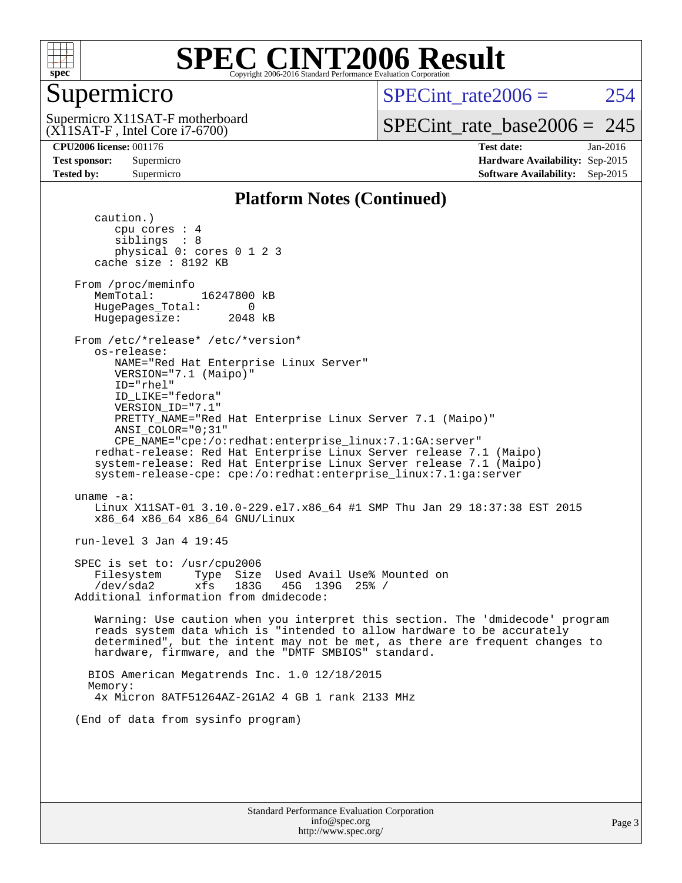## Platform Notes (Continued)

```
   caution.)
      cpu cores : 4
      siblings  : 8
      physical 0: cores 0 1 2 3
   cache size : 8192 KB

From /proc/meminfo
   MemTotal:       16247800 kB
   HugePages_Total:       0
   Hugepagesize:       2048 kB

From /etc/*release* /etc/*version*
   os-release:
      NAME="Red Hat Enterprise Linux Server"
      VERSION="7.1 (Maipo)"
      ID="rhel"
      ID_LIKE="fedora"
      VERSION_ID="7.1"
      PRETTY_NAME="Red Hat Enterprise Linux Server 7.1 (Maipo)"
      ANSI_COLOR="0;31"
      CPE_NAME="cpe:/o:redhat:enterprise_linux:7.1:GA:server"
   redhat-release: Red Hat Enterprise Linux Server release 7.1 (Maipo)
   system-release: Red Hat Enterprise Linux Server release 7.1 (Maipo)
   system-release-cpe: cpe:/o:redhat:enterprise_linux:7.1:ga:server

uname -a:
   Linux X11SAT-01 3.10.0-229.el7.x86_64 #1 SMP Thu Jan 29 18:37:38 EST 2015
   x86_64 x86_64 x86_64 GNU/Linux

run-level 3 Jan 4 19:45

SPEC is set to: /usr/cpu2006
   Filesystem     Type  Size  Used Avail Use% Mounted on
   /dev/sda2      xfs   183G   45G  139G  25% /
Additional information from dmidecode:

   Warning: Use caution when you interpret this section. The 'dmidecode' program
   reads system data which is "intended to allow hardware to be accurately
   determined", but the intent may not be met, as there are frequent changes to
   hardware, firmware, and the "DMTF SMBIOS" standard.

  BIOS American Megatrends Inc. 1.0 12/18/2015
  Memory:
   4x Micron 8ATF51264AZ-2G1A2 4 GB 1 rank 2133 MHz

(End of data from sysinfo program)
```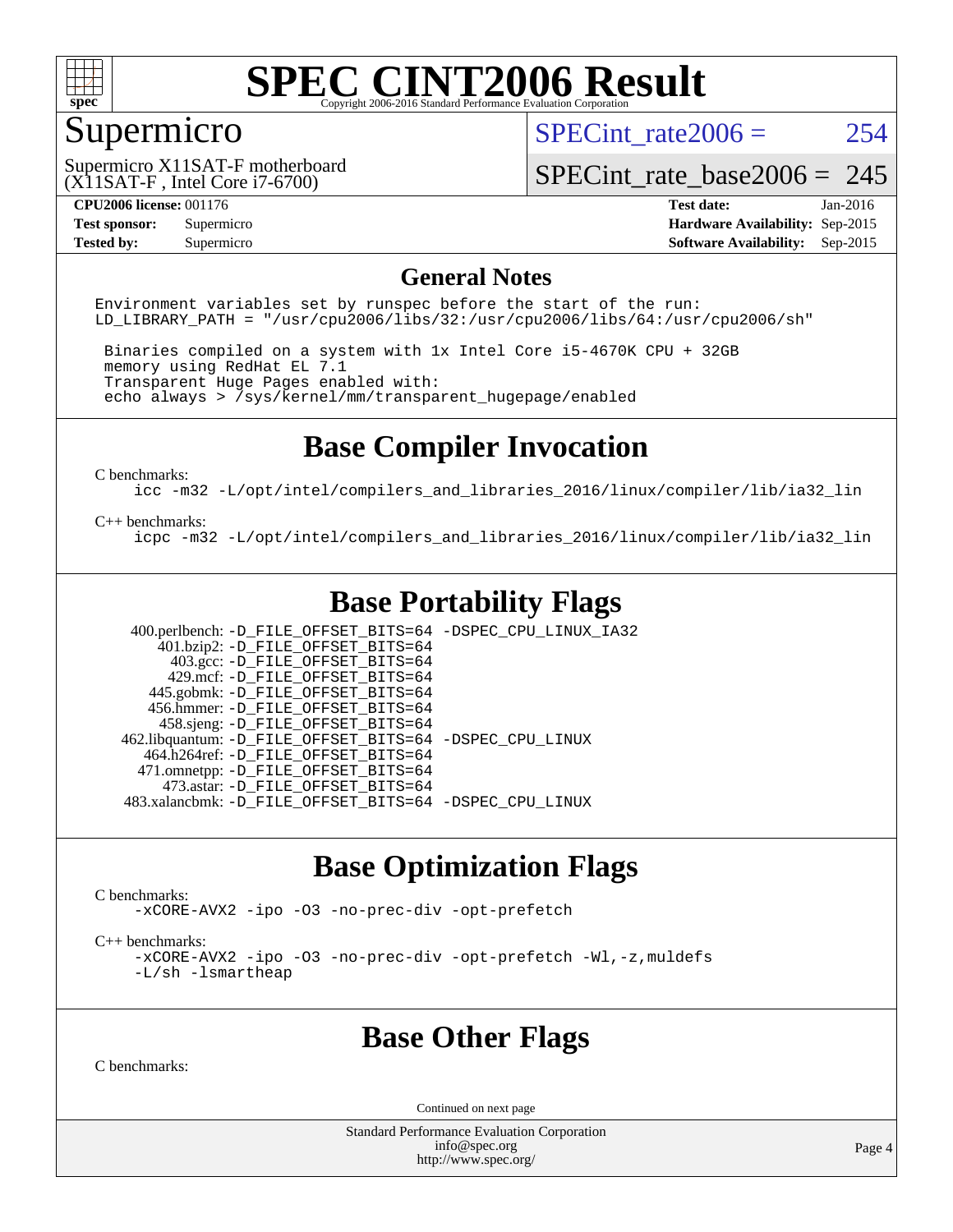# SPEC CINT2006 Result

## Supermicro

Supermicro X11SAT-F motherboard
(X11SAT-F , Intel Core i7-6700)

SPECint_rate2006 = 254

SPECint_rate_base2006 = 245

**CPU2006 license:** 001176
**Test sponsor:** Supermicro
**Tested by:** Supermicro

**Test date:** Jan-2016
**Hardware Availability:** Sep-2015
**Software Availability:** Sep-2015

## General Notes

```
Environment variables set by runspec before the start of the run:
LD_LIBRARY_PATH = "/usr/cpu2006/libs/32:/usr/cpu2006/libs/64:/usr/cpu2006/sh"

 Binaries compiled on a system with 1x Intel Core i5-4670K CPU + 32GB
 memory using RedHat EL 7.1
 Transparent Huge Pages enabled with:
 echo always > /sys/kernel/mm/transparent_hugepage/enabled
```

## Base Compiler Invocation

C benchmarks:
```
icc -m32 -L/opt/intel/compilers_and_libraries_2016/linux/compiler/lib/ia32_lin
```

C++ benchmarks:
```
icpc -m32 -L/opt/intel/compilers_and_libraries_2016/linux/compiler/lib/ia32_lin
```

## Base Portability Flags

| Benchmark | Flags |
|---|---|
| 400.perlbench: | -D_FILE_OFFSET_BITS=64 -DSPEC_CPU_LINUX_IA32 |
| 401.bzip2: | -D_FILE_OFFSET_BITS=64 |
| 403.gcc: | -D_FILE_OFFSET_BITS=64 |
| 429.mcf: | -D_FILE_OFFSET_BITS=64 |
| 445.gobmk: | -D_FILE_OFFSET_BITS=64 |
| 456.hmmer: | -D_FILE_OFFSET_BITS=64 |
| 458.sjeng: | -D_FILE_OFFSET_BITS=64 |
| 462.libquantum: | -D_FILE_OFFSET_BITS=64 -DSPEC_CPU_LINUX |
| 464.h264ref: | -D_FILE_OFFSET_BITS=64 |
| 471.omnetpp: | -D_FILE_OFFSET_BITS=64 |
| 473.astar: | -D_FILE_OFFSET_BITS=64 |
| 483.xalancbmk: | -D_FILE_OFFSET_BITS=64 -DSPEC_CPU_LINUX |

## Base Optimization Flags

C benchmarks:
```
-xCORE-AVX2 -ipo -O3 -no-prec-div -opt-prefetch
```

C++ benchmarks:
```
-xCORE-AVX2 -ipo -O3 -no-prec-div -opt-prefetch -Wl,-z,muldefs
-L/sh -lsmartheap
```

## Base Other Flags

C benchmarks:

Continued on next page

Standard Performance Evaluation Corporation
info@spec.org
http://www.spec.org/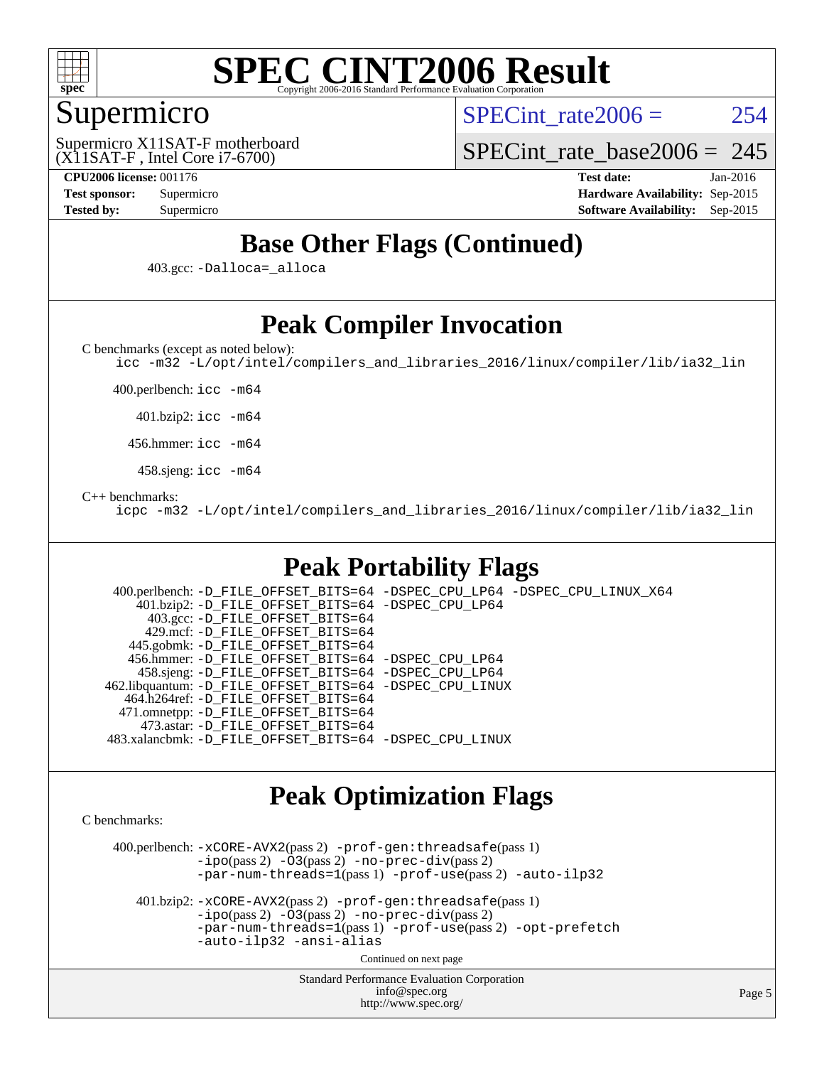# Base Other Flags (Continued)

403.gcc: -Dalloca=_alloca

# Peak Compiler Invocation

C benchmarks (except as noted below):

```
icc -m32 -L/opt/intel/compilers_and_libraries_2016/linux/compiler/lib/ia32_lin
```

400.perlbench: icc -m64

401.bzip2: icc -m64

456.hmmer: icc -m64

458.sjeng: icc -m64

C++ benchmarks:

```
icpc -m32 -L/opt/intel/compilers_and_libraries_2016/linux/compiler/lib/ia32_lin
```

# Peak Portability Flags

400.perlbench: -D_FILE_OFFSET_BITS=64 -DSPEC_CPU_LP64 -DSPEC_CPU_LINUX_X64
401.bzip2: -D_FILE_OFFSET_BITS=64 -DSPEC_CPU_LP64
403.gcc: -D_FILE_OFFSET_BITS=64
429.mcf: -D_FILE_OFFSET_BITS=64
445.gobmk: -D_FILE_OFFSET_BITS=64
456.hmmer: -D_FILE_OFFSET_BITS=64 -DSPEC_CPU_LP64
458.sjeng: -D_FILE_OFFSET_BITS=64 -DSPEC_CPU_LP64
462.libquantum: -D_FILE_OFFSET_BITS=64 -DSPEC_CPU_LINUX
464.h264ref: -D_FILE_OFFSET_BITS=64
471.omnetpp: -D_FILE_OFFSET_BITS=64
473.astar: -D_FILE_OFFSET_BITS=64
483.xalancbmk: -D_FILE_OFFSET_BITS=64 -DSPEC_CPU_LINUX

# Peak Optimization Flags

C benchmarks:

400.perlbench: -xCORE-AVX2(pass 2) -prof-gen:threadsafe(pass 1) -ipo(pass 2) -O3(pass 2) -no-prec-div(pass 2) -par-num-threads=1(pass 1) -prof-use(pass 2) -auto-ilp32

401.bzip2: -xCORE-AVX2(pass 2) -prof-gen:threadsafe(pass 1) -ipo(pass 2) -O3(pass 2) -no-prec-div(pass 2) -par-num-threads=1(pass 1) -prof-use(pass 2) -opt-prefetch -auto-ilp32 -ansi-alias

Continued on next page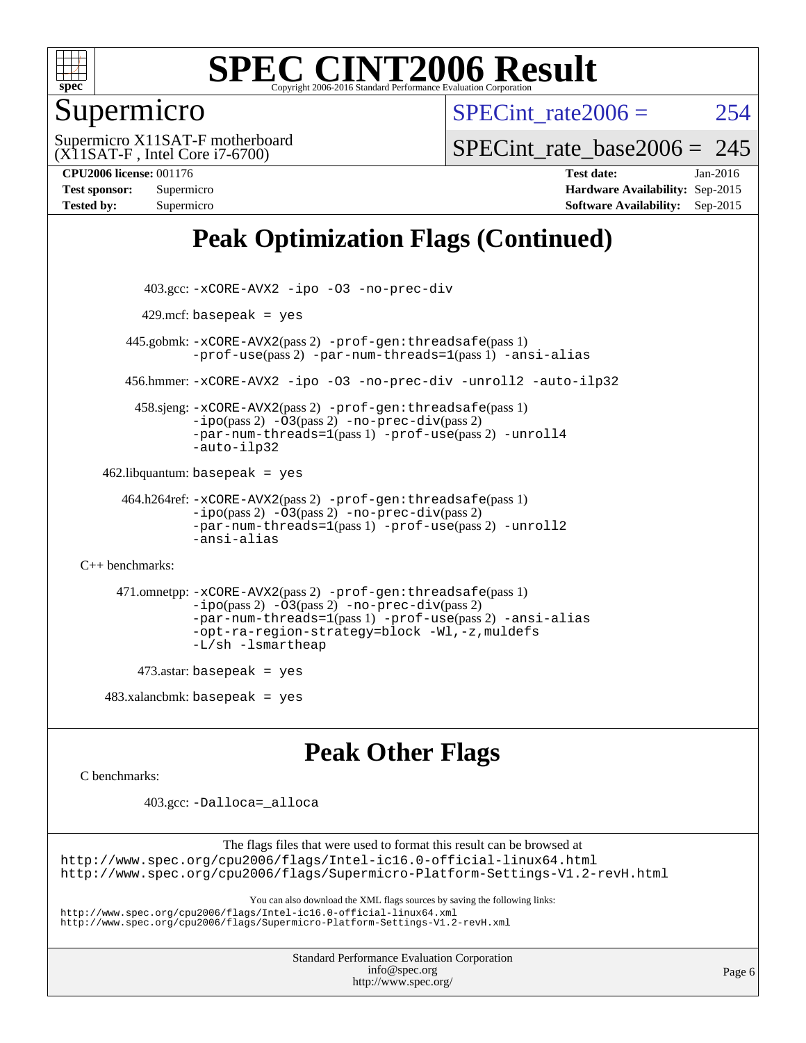## Peak Optimization Flags (Continued)

403.gcc: -xCORE-AVX2 -ipo -O3 -no-prec-div

429.mcf: basepeak = yes

445.gobmk: -xCORE-AVX2(pass 2) -prof-gen:threadsafe(pass 1) -prof-use(pass 2) -par-num-threads=1(pass 1) -ansi-alias

456.hmmer: -xCORE-AVX2 -ipo -O3 -no-prec-div -unroll2 -auto-ilp32

458.sjeng: -xCORE-AVX2(pass 2) -prof-gen:threadsafe(pass 1) -ipo(pass 2) -O3(pass 2) -no-prec-div(pass 2) -par-num-threads=1(pass 1) -prof-use(pass 2) -unroll4 -auto-ilp32

462.libquantum: basepeak = yes

464.h264ref: -xCORE-AVX2(pass 2) -prof-gen:threadsafe(pass 1) -ipo(pass 2) -O3(pass 2) -no-prec-div(pass 2) -par-num-threads=1(pass 1) -prof-use(pass 2) -unroll2 -ansi-alias

C++ benchmarks:

471.omnetpp: -xCORE-AVX2(pass 2) -prof-gen:threadsafe(pass 1) -ipo(pass 2) -O3(pass 2) -no-prec-div(pass 2) -par-num-threads=1(pass 1) -prof-use(pass 2) -ansi-alias -opt-ra-region-strategy=block -Wl,-z,muldefs -L/sh -lsmartheap

473.astar: basepeak = yes

483.xalancbmk: basepeak = yes

## Peak Other Flags

C benchmarks:

403.gcc: -Dalloca=_alloca

The flags files that were used to format this result can be browsed at
http://www.spec.org/cpu2006/flags/Intel-ic16.0-official-linux64.html
http://www.spec.org/cpu2006/flags/Supermicro-Platform-Settings-V1.2-revH.html

You can also download the XML flags sources by saving the following links:
http://www.spec.org/cpu2006/flags/Intel-ic16.0-official-linux64.xml
http://www.spec.org/cpu2006/flags/Supermicro-Platform-Settings-V1.2-revH.xml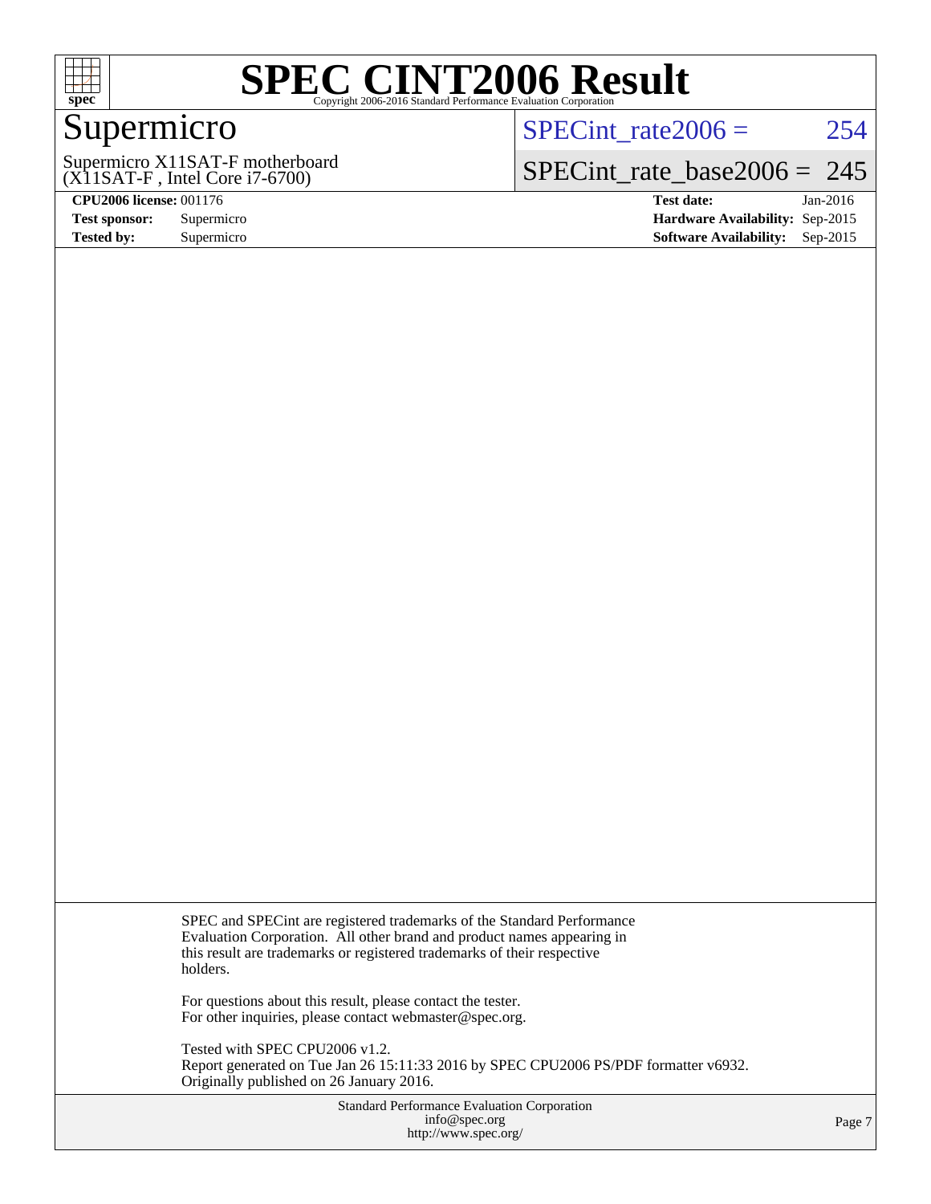SPEC and SPECint are registered trademarks of the Standard Performance Evaluation Corporation. All other brand and product names appearing in this result are trademarks or registered trademarks of their respective holders.

For questions about this result, please contact the tester.
For other inquiries, please contact webmaster@spec.org.

Tested with SPEC CPU2006 v1.2.
Report generated on Tue Jan 26 15:11:33 2016 by SPEC CPU2006 PS/PDF formatter v6932.
Originally published on 26 January 2016.